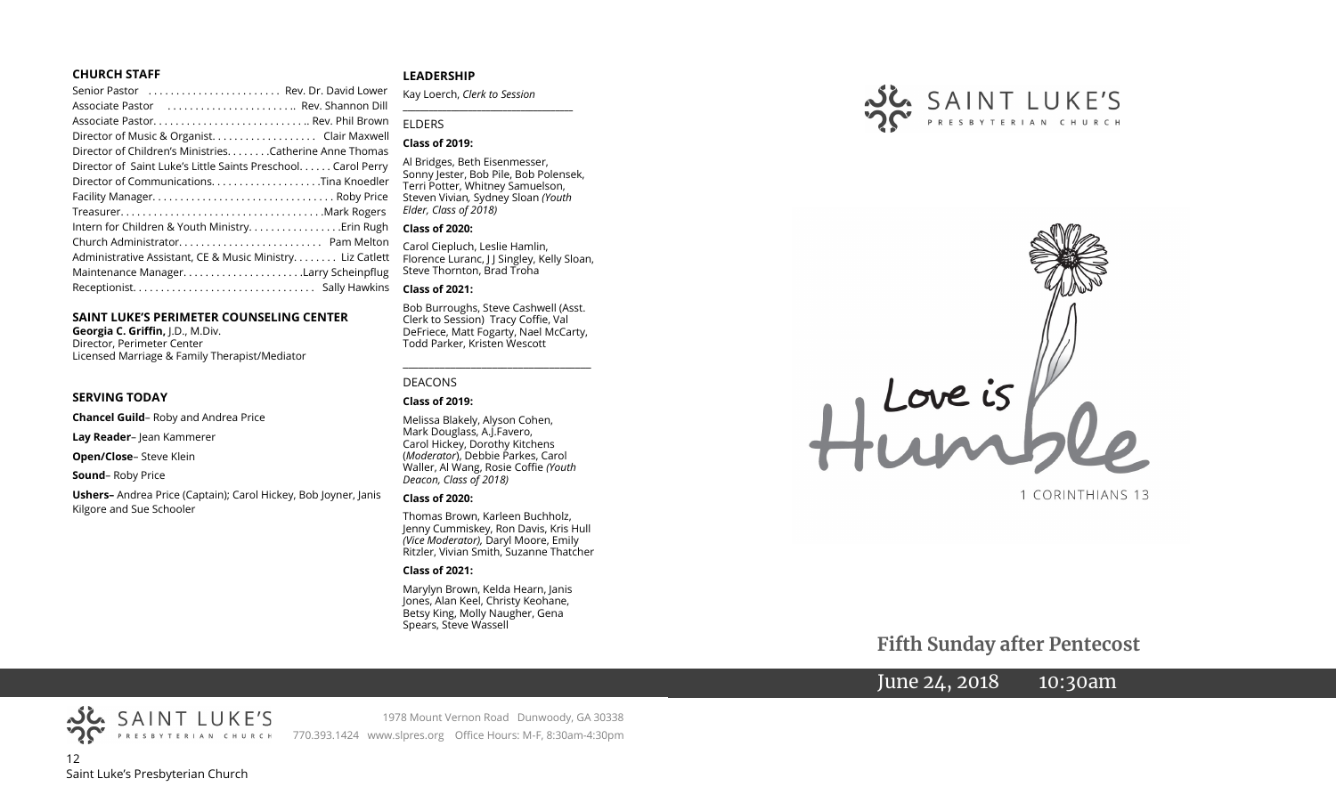## CHURCH STAFF

Senior Pastor . . . . . . . . . . . . . . . . . . . . . . . . Rev. Dr. David Lower
Associate Pastor . . . . . . . . . . . . . . . . . . . . . . .. Rev. Shannon Dill
Associate Pastor. . . . . . . . . . . . . . . . . . . . . . . . . . .. Rev. Phil Brown
Director of Music & Organist. . . . . . . . . . . . . . . . . . Clair Maxwell
Director of Children's Ministries. . . . . . . . .Catherine Anne Thomas
Director of Saint Luke's Little Saints Preschool. . . . . . Carol Perry
Director of Communications. . . . . . . . . . . . . . . . . . . .Tina Knoedler
Facility Manager. . . . . . . . . . . . . . . . . . . . . . . . . . . . . . . . Roby Price
Treasurer. . . . . . . . . . . . . . . . . . . . . . . . . . . . . . . . . . . .Mark Rogers
Intern for Children & Youth Ministry. . . . . . . . . . . . . . . . .Erin Rugh
Church Administrator. . . . . . . . . . . . . . . . . . . . . . . . . Pam Melton
Administrative Assistant, CE & Music Ministry. . . . . . . . Liz Catlett
Maintenance Manager. . . . . . . . . . . . . . . . . . . . . .Larry Scheinpflug
Receptionist. . . . . . . . . . . . . . . . . . . . . . . . . . . . . . . . Sally Hawkins

## SAINT LUKE'S PERIMETER COUNSELING CENTER

**Georgia C. Griffin,** J.D., M.Div.
Director, Perimeter Center
Licensed Marriage & Family Therapist/Mediator

## SERVING TODAY

**Chancel Guild**– Roby and Andrea Price

**Lay Reader**– Jean Kammerer

**Open/Close**– Steve Klein

**Sound**– Roby Price

**Ushers–** Andrea Price (Captain); Carol Hickey, Bob Joyner, Janis Kilgore and Sue Schooler

## LEADERSHIP

Kay Loerch, *Clerk to Session*

ELDERS

**Class of 2019:**

Al Bridges, Beth Eisenmesser, Sonny Jester, Bob Pile, Bob Polensek, Terri Potter, Whitney Samuelson, Steven Vivian, Sydney Sloan *(Youth Elder, Class of 2018)*

**Class of 2020:**

Carol Ciepluch, Leslie Hamlin, Florence Luranc, J J Singley, Kelly Sloan, Steve Thornton, Brad Troha

**Class of 2021:**

Bob Burroughs, Steve Cashwell (Asst. Clerk to Session) Tracy Coffie, Val DeFriece, Matt Fogarty, Nael McCarty, Todd Parker, Kristen Wescott

DEACONS

**Class of 2019:**

Melissa Blakely, Alyson Cohen, Mark Douglass, A.J.Favero, Carol Hickey, Dorothy Kitchens (*Moderator*), Debbie Parkes, Carol Waller, Al Wang, Rosie Coffie *(Youth Deacon, Class of 2018)*

**Class of 2020:**

Thomas Brown, Karleen Buchholz, Jenny Cummiskey, Ron Davis, Kris Hull *(Vice Moderator),* Daryl Moore, Emily Ritzler, Vivian Smith, Suzanne Thatcher

**Class of 2021:**

Marylyn Brown, Kelda Hearn, Janis Jones, Alan Keel, Christy Keohane, Betsy King, Molly Naugher, Gena Spears, Steve Wassell

SAINT LUKE'S PRESBYTERIAN CHURCH

1978 Mount Vernon Road Dunwoody, GA 30338
770.393.1424 www.slpres.org Office Hours: M-F, 8:30am-4:30pm

SAINT LUKE'S PRESBYTERIAN CHURCH

# Love is Humble

1 CORINTHIANS 13

## Fifth Sunday after Pentecost

June 24, 2018 10:30am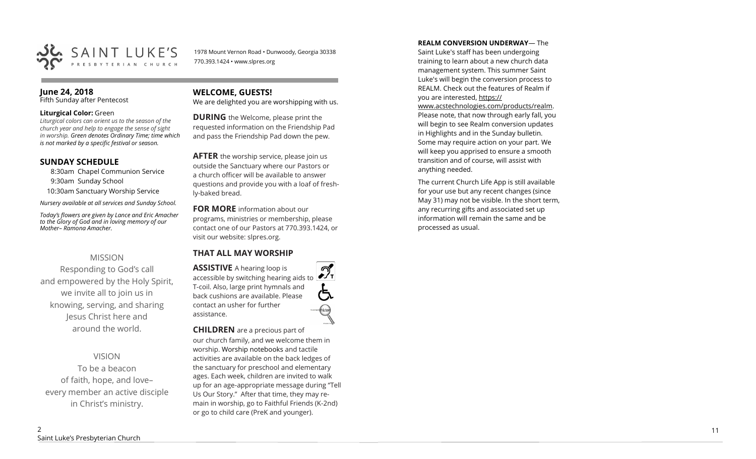SAINT LUKE'S PRESBYTERIAN CHURCH

1978 Mount Vernon Road • Dunwoody, Georgia 30338
770.393.1424 • www.slpres.org

**June 24, 2018**
Fifth Sunday after Pentecost

**Liturgical Color:** Green
*Liturgical colors can orient us to the season of the church year and help to engage the sense of sight in worship. Green denotes Ordinary Time; time which is not marked by a specific festival or season.*

## SUNDAY SCHEDULE

8:30am Chapel Communion Service
9:30am Sunday School
10:30am Sanctuary Worship Service

*Nursery available at all services and Sunday School.*

*Today's flowers are given by Lance and Eric Amacher to the Glory of God and in loving memory of our Mother– Ramona Amacher.*

MISSION
Responding to God's call
and empowered by the Holy Spirit,
we invite all to join us in
knowing, serving, and sharing
Jesus Christ here and
around the world.

VISION
To be a beacon
of faith, hope, and love–
every member an active disciple
in Christ's ministry.

## WELCOME, GUESTS!

We are delighted you are worshipping with us.

**DURING** the Welcome, please print the requested information on the Friendship Pad and pass the Friendship Pad down the pew.

**AFTER** the worship service, please join us outside the Sanctuary where our Pastors or a church officer will be available to answer questions and provide you with a loaf of fresh-ly-baked bread.

**FOR MORE** information about our programs, ministries or membership, please contact one of our Pastors at 770.393.1424, or visit our website: slpres.org.

## THAT ALL MAY WORSHIP

**ASSISTIVE** A hearing loop is accessible by switching hearing aids to T-coil. Also, large print hymnals and back cushions are available. Please contact an usher for further assistance.

**CHILDREN** are a precious part of our church family, and we welcome them in worship. Worship notebooks and tactile activities are available on the back ledges of the sanctuary for preschool and elementary ages. Each week, children are invited to walk up for an age-appropriate message during "Tell Us Our Story." After that time, they may re-main in worship, go to Faithful Friends (K-2nd) or go to child care (PreK and younger).

**REALM CONVERSION UNDERWAY**— The Saint Luke's staff has been undergoing training to learn about a new church data management system. This summer Saint Luke's will begin the conversion process to REALM. Check out the features of Realm if you are interested, https://www.acstechnologies.com/products/realm. Please note, that now through early fall, you will begin to see Realm conversion updates in Highlights and in the Sunday bulletin. Some may require action on your part. We will keep you apprised to ensure a smooth transition and of course, will assist with anything needed.

The current Church Life App is still available for your use but any recent changes (since May 31) may not be visible. In the short term, any recurring gifts and associated set up information will remain the same and be processed as usual.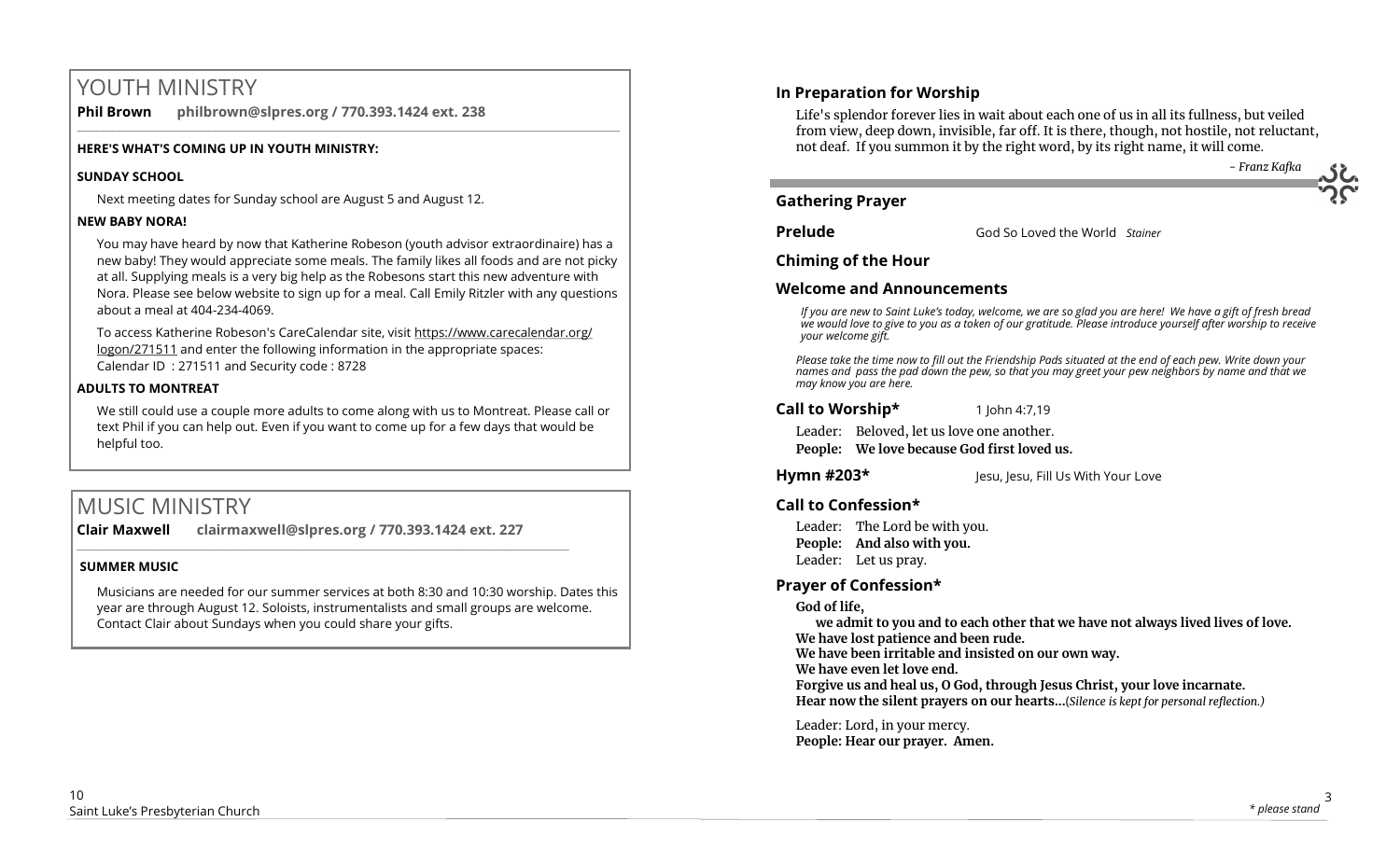# YOUTH MINISTRY

**Phil Brown philbrown@slpres.org / 770.393.1424 ext. 238**

**HERE'S WHAT'S COMING UP IN YOUTH MINISTRY:**

**SUNDAY SCHOOL**

Next meeting dates for Sunday school are August 5 and August 12.

**NEW BABY NORA!**

You may have heard by now that Katherine Robeson (youth advisor extraordinaire) has a new baby! They would appreciate some meals. The family likes all foods and are not picky at all. Supplying meals is a very big help as the Robesons start this new adventure with Nora. Please see below website to sign up for a meal. Call Emily Ritzler with any questions about a meal at 404-234-4069.

To access Katherine Robeson's CareCalendar site, visit https://www.carecalendar.org/logon/271511 and enter the following information in the appropriate spaces: Calendar ID : 271511 and Security code : 8728

**ADULTS TO MONTREAT**

We still could use a couple more adults to come along with us to Montreat. Please call or text Phil if you can help out. Even if you want to come up for a few days that would be helpful too.

# MUSIC MINISTRY

**Clair Maxwell clairmaxwell@slpres.org / 770.393.1424 ext. 227**

**SUMMER MUSIC**

Musicians are needed for our summer services at both 8:30 and 10:30 worship. Dates this year are through August 12. Soloists, instrumentalists and small groups are welcome. Contact Clair about Sundays when you could share your gifts.

## In Preparation for Worship

Life's splendor forever lies in wait about each one of us in all its fullness, but veiled from view, deep down, invisible, far off. It is there, though, not hostile, not reluctant, not deaf. If you summon it by the right word, by its right name, it will come.

*- Franz Kafka*

## Gathering Prayer

**Prelude** God So Loved the World *Stainer*

## Chiming of the Hour

## Welcome and Announcements

*If you are new to Saint Luke's today, welcome, we are so glad you are here! We have a gift of fresh bread we would love to give to you as a token of our gratitude. Please introduce yourself after worship to receive your welcome gift.*

*Please take the time now to fill out the Friendship Pads situated at the end of each pew. Write down your names and pass the pad down the pew, so that you may greet your pew neighbors by name and that we may know you are here.*

**Call to Worship*** 1 John 4:7,19

Leader: Beloved, let us love one another.
**People: We love because God first loved us.**

**Hymn #203*** Jesu, Jesu, Fill Us With Your Love

## Call to Confession*

Leader: The Lord be with you.
**People: And also with you.**
Leader: Let us pray.

## Prayer of Confession*

**God of life,**
**we admit to you and to each other that we have not always lived lives of love.**
**We have lost patience and been rude.**
**We have been irritable and insisted on our own way.**
**We have even let love end.**
**Forgive us and heal us, O God, through Jesus Christ, your love incarnate.**
**Hear now the silent prayers on our hearts...**(*Silence is kept for personal reflection.)*

Leader: Lord, in your mercy.
**People: Hear our prayer. Amen.**

*\* please stand*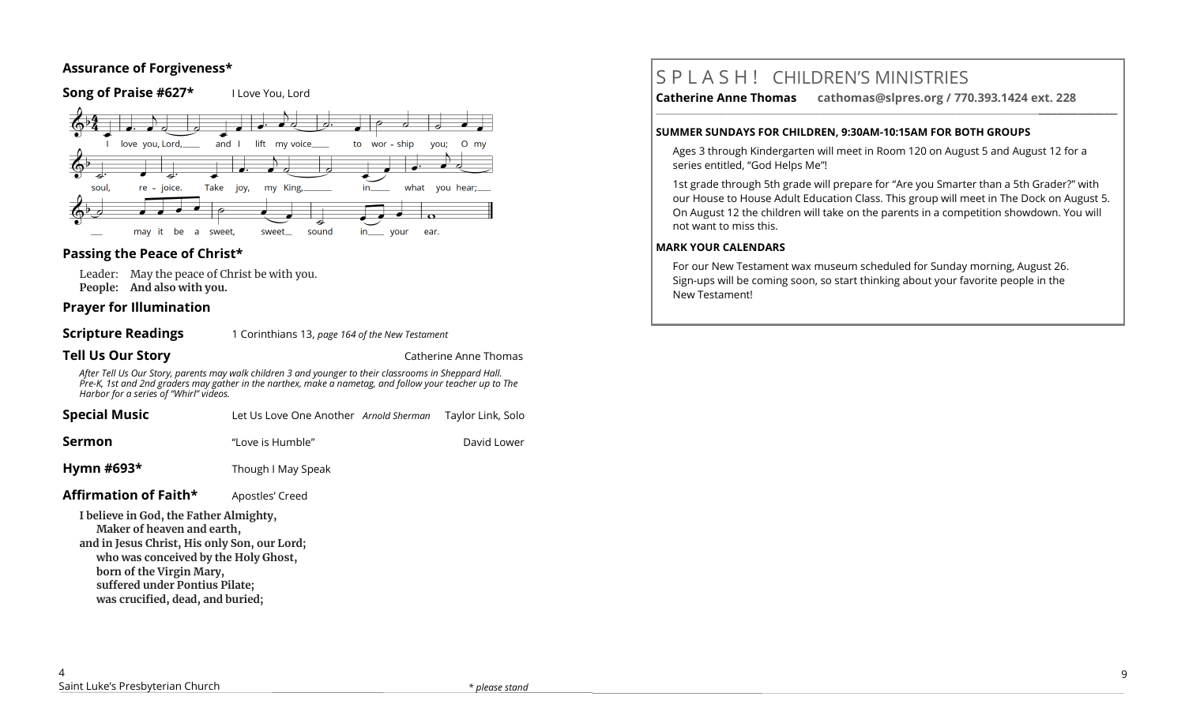**Assurance of Forgiveness***

**Song of Praise #627*** I Love You, Lord

I love you, Lord, and I lift my voice to worship you; O my soul, re - joice. Take joy, my King, in what you hear; may it be a sweet, sweet sound in your ear.

**Passing the Peace of Christ***

Leader: May the peace of Christ be with you.
**People: And also with you.**

**Prayer for Illumination**

**Scripture Readings** 1 Corinthians 13, *page 164 of the New Testament*

**Tell Us Our Story** Catherine Anne Thomas

*After Tell Us Our Story, parents may walk children 3 and younger to their classrooms in Sheppard Hall. Pre-K, 1st and 2nd graders may gather in the narthex, make a nametag, and follow your teacher up to The Harbor for a series of "Whirl" videos.*

**Special Music** Let Us Love One Another *Arnold Sherman* Taylor Link, Solo

**Sermon** "Love is Humble" David Lower

**Hymn #693*** Though I May Speak

**Affirmation of Faith*** Apostles' Creed

**I believe in God, the Father Almighty,**
**Maker of heaven and earth,**
**and in Jesus Christ, His only Son, our Lord;**
**who was conceived by the Holy Ghost,**
**born of the Virgin Mary,**
**suffered under Pontius Pilate;**
**was crucified, dead, and buried;**

*\* please stand*

## S P L A S H ! CHILDREN'S MINISTRIES

**Catherine Anne Thomas cathomas@slpres.org / 770.393.1424 ext. 228**

**SUMMER SUNDAYS FOR CHILDREN, 9:30AM-10:15AM FOR BOTH GROUPS**

Ages 3 through Kindergarten will meet in Room 120 on August 5 and August 12 for a series entitled, "God Helps Me"!

1st grade through 5th grade will prepare for "Are you Smarter than a 5th Grader?" with our House to House Adult Education Class. This group will meet in The Dock on August 5. On August 12 the children will take on the parents in a competition showdown. You will not want to miss this.

**MARK YOUR CALENDARS**

For our New Testament wax museum scheduled for Sunday morning, August 26. Sign-ups will be coming soon, so start thinking about your favorite people in the New Testament!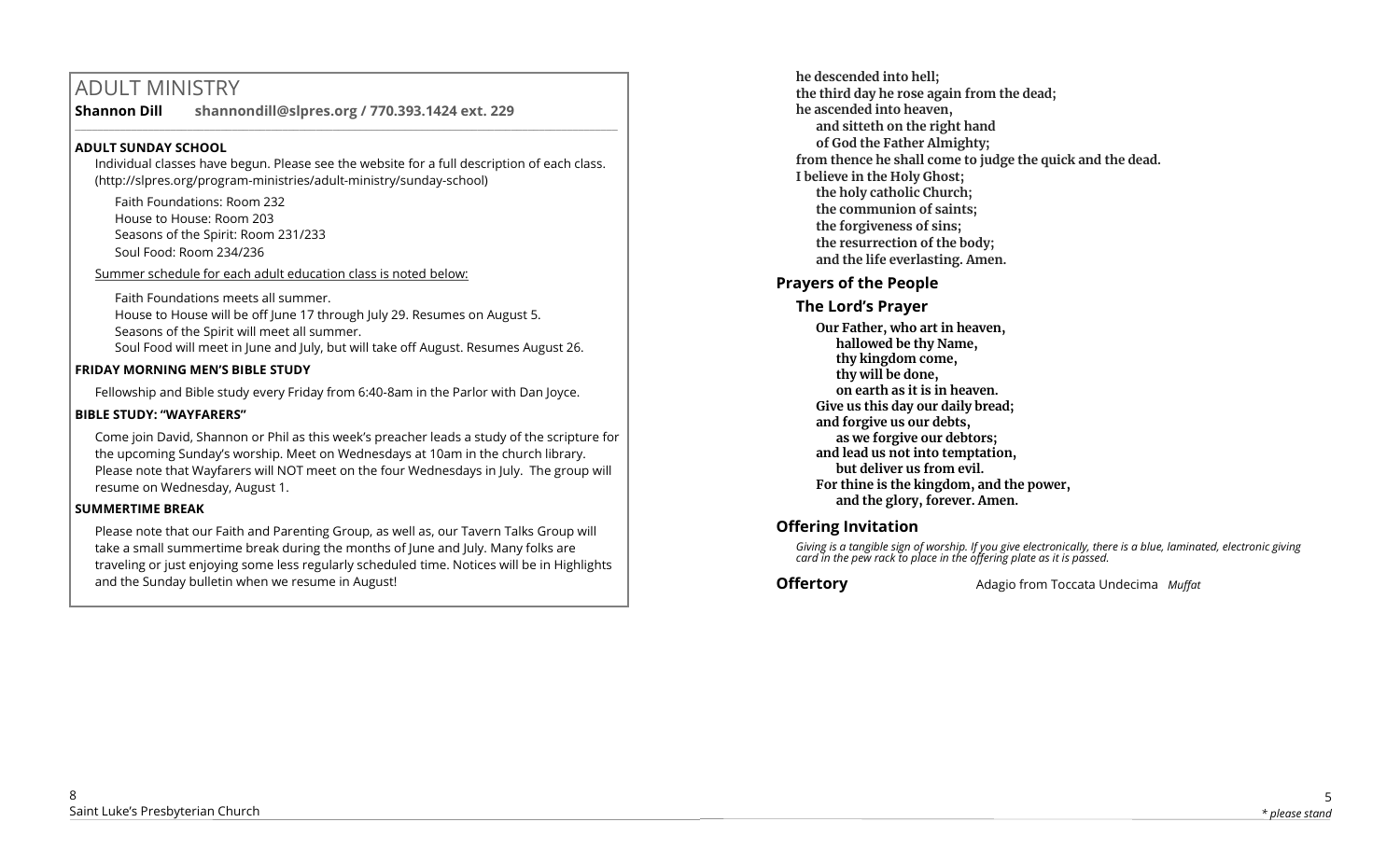# ADULT MINISTRY

**Shannon Dill** **shannondill@slpres.org / 770.393.1424 ext. 229**

**ADULT SUNDAY SCHOOL**

Individual classes have begun. Please see the website for a full description of each class. (http://slpres.org/program-ministries/adult-ministry/sunday-school)

Faith Foundations: Room 232
House to House: Room 203
Seasons of the Spirit: Room 231/233
Soul Food: Room 234/236

Summer schedule for each adult education class is noted below:

Faith Foundations meets all summer.
House to House will be off June 17 through July 29. Resumes on August 5.
Seasons of the Spirit will meet all summer.
Soul Food will meet in June and July, but will take off August. Resumes August 26.

**FRIDAY MORNING MEN'S BIBLE STUDY**

Fellowship and Bible study every Friday from 6:40-8am in the Parlor with Dan Joyce.

**BIBLE STUDY: "WAYFARERS"**

Come join David, Shannon or Phil as this week's preacher leads a study of the scripture for the upcoming Sunday's worship. Meet on Wednesdays at 10am in the church library. Please note that Wayfarers will NOT meet on the four Wednesdays in July. The group will resume on Wednesday, August 1.

**SUMMERTIME BREAK**

Please note that our Faith and Parenting Group, as well as, our Tavern Talks Group will take a small summertime break during the months of June and July. Many folks are traveling or just enjoying some less regularly scheduled time. Notices will be in Highlights and the Sunday bulletin when we resume in August!

**he descended into hell;**
**the third day he rose again from the dead;**
**he ascended into heaven,**
**and sitteth on the right hand**
**of God the Father Almighty;**
**from thence he shall come to judge the quick and the dead.**
**I believe in the Holy Ghost;**
**the holy catholic Church;**
**the communion of saints;**
**the forgiveness of sins;**
**the resurrection of the body;**
**and the life everlasting. Amen.**

## Prayers of the People

### The Lord's Prayer

**Our Father, who art in heaven,**
**hallowed be thy Name,**
**thy kingdom come,**
**thy will be done,**
**on earth as it is in heaven.**
**Give us this day our daily bread;**
**and forgive us our debts,**
**as we forgive our debtors;**
**and lead us not into temptation,**
**but deliver us from evil.**
**For thine is the kingdom, and the power,**
**and the glory, forever. Amen.**

## Offering Invitation

*Giving is a tangible sign of worship. If you give electronically, there is a blue, laminated, electronic giving card in the pew rack to place in the offering plate as it is passed.*

**Offertory** Adagio from Toccata Undecima *Muffat*

*\* please stand*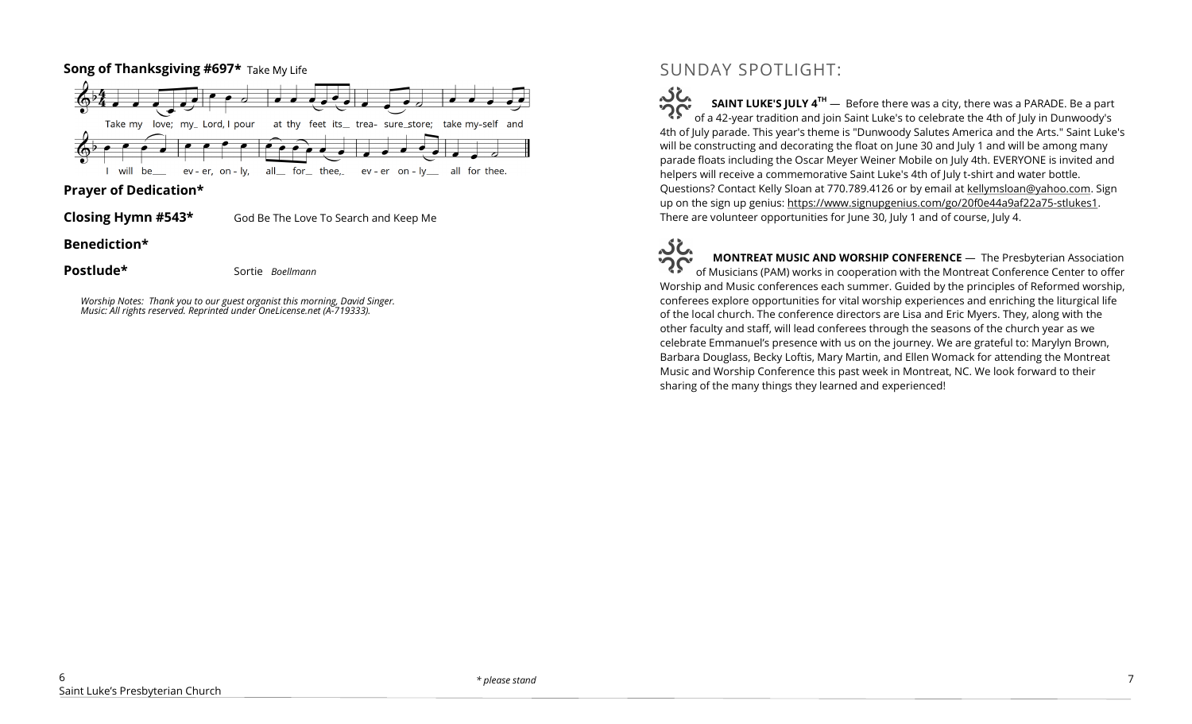**Song of Thanksgiving #697*** Take My Life

Take my love; my Lord, I pour at thy feet its treasure store; take myself and I will be ever, only, all for thee, ever only all for thee.

**Prayer of Dedication***

**Closing Hymn #543*** God Be The Love To Search and Keep Me

**Benediction***

**Postlude*** Sortie *Boellmann*

*Worship Notes: Thank you to our guest organist this morning, David Singer.*
*Music: All rights reserved. Reprinted under OneLicense.net (A-719333).*

*\* please stand*

## SUNDAY SPOTLIGHT:

**SAINT LUKE'S JULY 4TH** — Before there was a city, there was a PARADE. Be a part of a 42-year tradition and join Saint Luke's to celebrate the 4th of July in Dunwoody's 4th of July parade. This year's theme is "Dunwoody Salutes America and the Arts." Saint Luke's will be constructing and decorating the float on June 30 and July 1 and will be among many parade floats including the Oscar Meyer Weiner Mobile on July 4th. EVERYONE is invited and helpers will receive a commemorative Saint Luke's 4th of July t-shirt and water bottle. Questions? Contact Kelly Sloan at 770.789.4126 or by email at kellymsloan@yahoo.com. Sign up on the sign up genius: https://www.signupgenius.com/go/20f0e44a9af22a75-stlukes1. There are volunteer opportunities for June 30, July 1 and of course, July 4.

**MONTREAT MUSIC AND WORSHIP CONFERENCE** — The Presbyterian Association of Musicians (PAM) works in cooperation with the Montreat Conference Center to offer Worship and Music conferences each summer. Guided by the principles of Reformed worship, conferees explore opportunities for vital worship experiences and enriching the liturgical life of the local church. The conference directors are Lisa and Eric Myers. They, along with the other faculty and staff, will lead conferees through the seasons of the church year as we celebrate Emmanuel's presence with us on the journey. We are grateful to: Marylyn Brown, Barbara Douglass, Becky Loftis, Mary Martin, and Ellen Womack for attending the Montreat Music and Worship Conference this past week in Montreat, NC. We look forward to their sharing of the many things they learned and experienced!